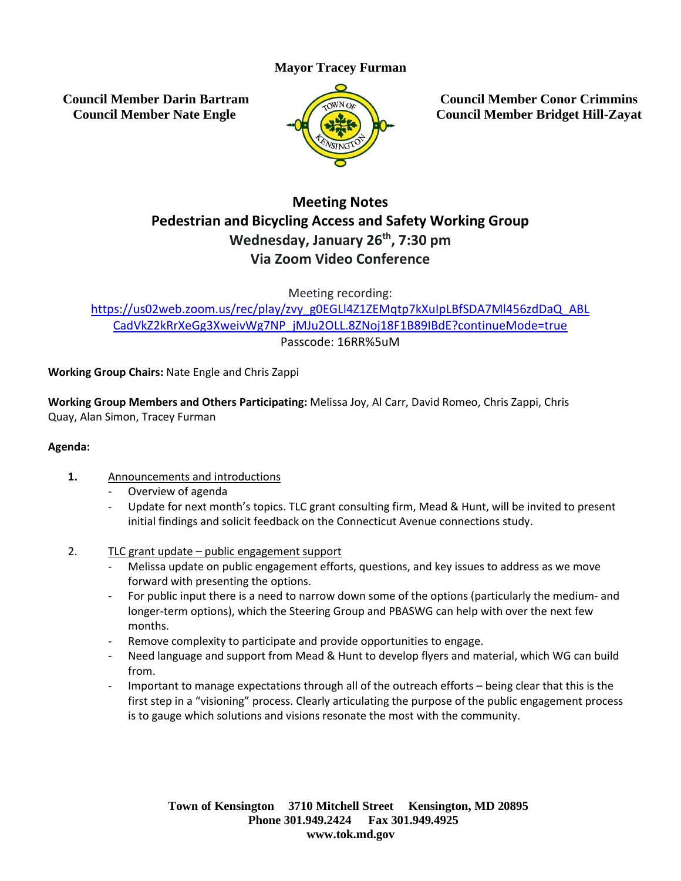**Mayor Tracey Furman**

**Council Member Darin Bartram**
**Council Member Nate Engle**

**Council Member Conor Crimmins**
**Council Member Bridget Hill-Zayat**

# Meeting Notes

## Pedestrian and Bicycling Access and Safety Working Group

### Wednesday, January 26th, 7:30 pm

### Via Zoom Video Conference

Meeting recording:
[https://us02web.zoom.us/rec/play/zvy_g0EGLl4Z1ZEMqtp7kXuIpLBfSDA7Ml456zdDaQ_ABLCadVkZ2kRrXeGg3XweivWg7NP_jMJu2OLL.8ZNoj18F1B89IBdE?continueMode=true](https://us02web.zoom.us/rec/play/zvy_g0EGLl4Z1ZEMqtp7kXuIpLBfSDA7Ml456zdDaQ_ABLCadVkZ2kRrXeGg3XweivWg7NP_jMJu2OLL.8ZNoj18F1B89IBdE?continueMode=true)
Passcode: 16RR%5uM

**Working Group Chairs:** Nate Engle and Chris Zappi

**Working Group Members and Others Participating:** Melissa Joy, Al Carr, David Romeo, Chris Zappi, Chris Quay, Alan Simon, Tracey Furman

**Agenda:**

1. Announcements and introductions
   - Overview of agenda
   - Update for next month's topics. TLC grant consulting firm, Mead & Hunt, will be invited to present initial findings and solicit feedback on the Connecticut Avenue connections study.

2. TLC grant update – public engagement support
   - Melissa update on public engagement efforts, questions, and key issues to address as we move forward with presenting the options.
   - For public input there is a need to narrow down some of the options (particularly the medium- and longer-term options), which the Steering Group and PBASWG can help with over the next few months.
   - Remove complexity to participate and provide opportunities to engage.
   - Need language and support from Mead & Hunt to develop flyers and material, which WG can build from.
   - Important to manage expectations through all of the outreach efforts – being clear that this is the first step in a "visioning" process. Clearly articulating the purpose of the public engagement process is to gauge which solutions and visions resonate the most with the community.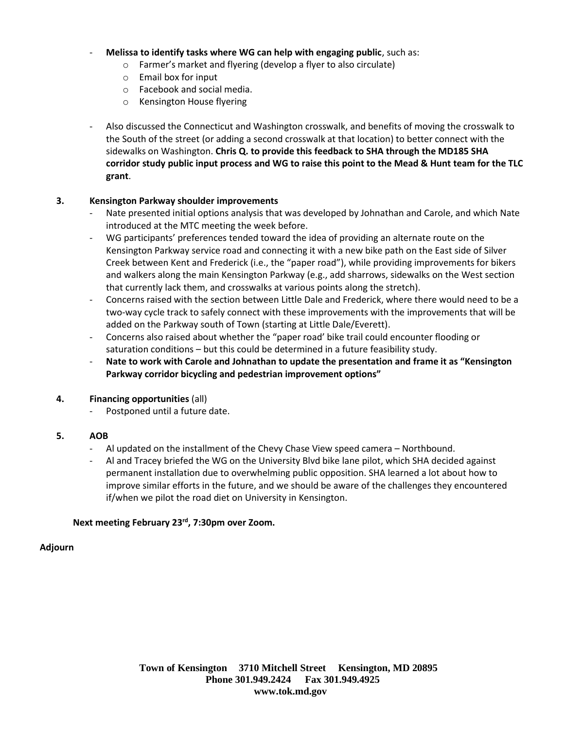- **Melissa to identify tasks where WG can help with engaging public**, such as:
  - Farmer's market and flyering (develop a flyer to also circulate)
  - Email box for input
  - Facebook and social media.
  - Kensington House flyering

- Also discussed the Connecticut and Washington crosswalk, and benefits of moving the crosswalk to the South of the street (or adding a second crosswalk at that location) to better connect with the sidewalks on Washington. **Chris Q. to provide this feedback to SHA through the MD185 SHA corridor study public input process and WG to raise this point to the Mead & Hunt team for the TLC grant**.

**3. Kensington Parkway shoulder improvements**

- Nate presented initial options analysis that was developed by Johnathan and Carole, and which Nate introduced at the MTC meeting the week before.
- WG participants' preferences tended toward the idea of providing an alternate route on the Kensington Parkway service road and connecting it with a new bike path on the East side of Silver Creek between Kent and Frederick (i.e., the "paper road"), while providing improvements for bikers and walkers along the main Kensington Parkway (e.g., add sharrows, sidewalks on the West section that currently lack them, and crosswalks at various points along the stretch).
- Concerns raised with the section between Little Dale and Frederick, where there would need to be a two-way cycle track to safely connect with these improvements with the improvements that will be added on the Parkway south of Town (starting at Little Dale/Everett).
- Concerns also raised about whether the "paper road' bike trail could encounter flooding or saturation conditions – but this could be determined in a future feasibility study.
- **Nate to work with Carole and Johnathan to update the presentation and frame it as "Kensington Parkway corridor bicycling and pedestrian improvement options"**

**4. Financing opportunities** (all)

- Postponed until a future date.

**5. AOB**

- Al updated on the installment of the Chevy Chase View speed camera – Northbound.
- Al and Tracey briefed the WG on the University Blvd bike lane pilot, which SHA decided against permanent installation due to overwhelming public opposition. SHA learned a lot about how to improve similar efforts in the future, and we should be aware of the challenges they encountered if/when we pilot the road diet on University in Kensington.

**Next meeting February 23rd, 7:30pm over Zoom.**

**Adjourn**

**Town of Kensington 3710 Mitchell Street Kensington, MD 20895**
**Phone 301.949.2424 Fax 301.949.4925**
**www.tok.md.gov**